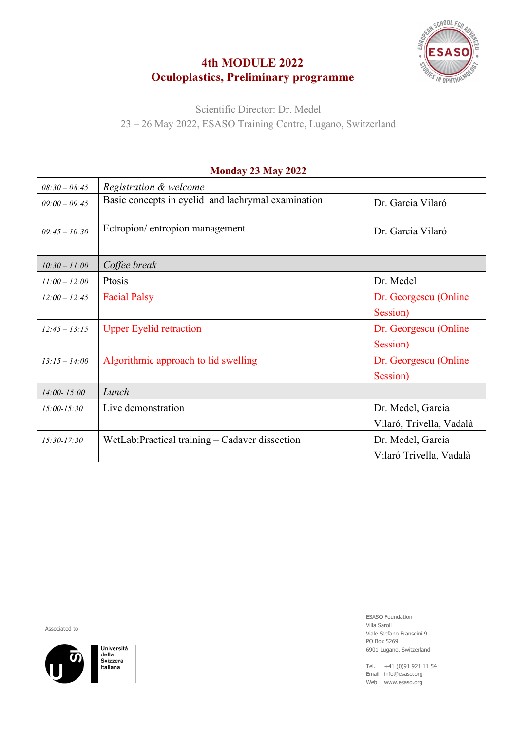# 4th MODULE 2022
# Oculoplastics, Preliminary programme

Scientific Director: Dr. Medel
23 – 26 May 2022, ESASO Training Centre, Lugano, Switzerland

## Monday 23 May 2022

| | | |
|---|---|---|
| *08:30 – 08:45* | *Registration & welcome* | |
| *09:00 – 09:45* | Basic concepts in eyelid and lachrymal examination | Dr. Garcia Vilaró |
| *09:45 – 10:30* | Ectropion/ entropion management | Dr. Garcia Vilaró |
| *10:30 – 11:00* | *Coffee break* | |
| *11:00 – 12:00* | Ptosis | Dr. Medel |
| *12:00 – 12:45* | Facial Palsy | Dr. Georgescu (Online Session) |
| *12:45 – 13:15* | Upper Eyelid retraction | Dr. Georgescu (Online Session) |
| *13:15 – 14:00* | Algorithmic approach to lid swelling | Dr. Georgescu (Online Session) |
| *14:00- 15:00* | *Lunch* | |
| *15:00-15:30* | Live demonstration | Dr. Medel, Garcia Vilaró, Trivella, Vadalà |
| *15:30-17:30* | WetLab:Practical training – Cadaver dissection | Dr. Medel, Garcia Vilaró Trivella, Vadalà |

Associated to

Università della Svizzera italiana

ESASO Foundation
Villa Saroli
Viale Stefano Franscini 9
PO Box 5269
6901 Lugano, Switzerland

Tel. +41 (0)91 921 11 54
Email info@esaso.org
Web www.esaso.org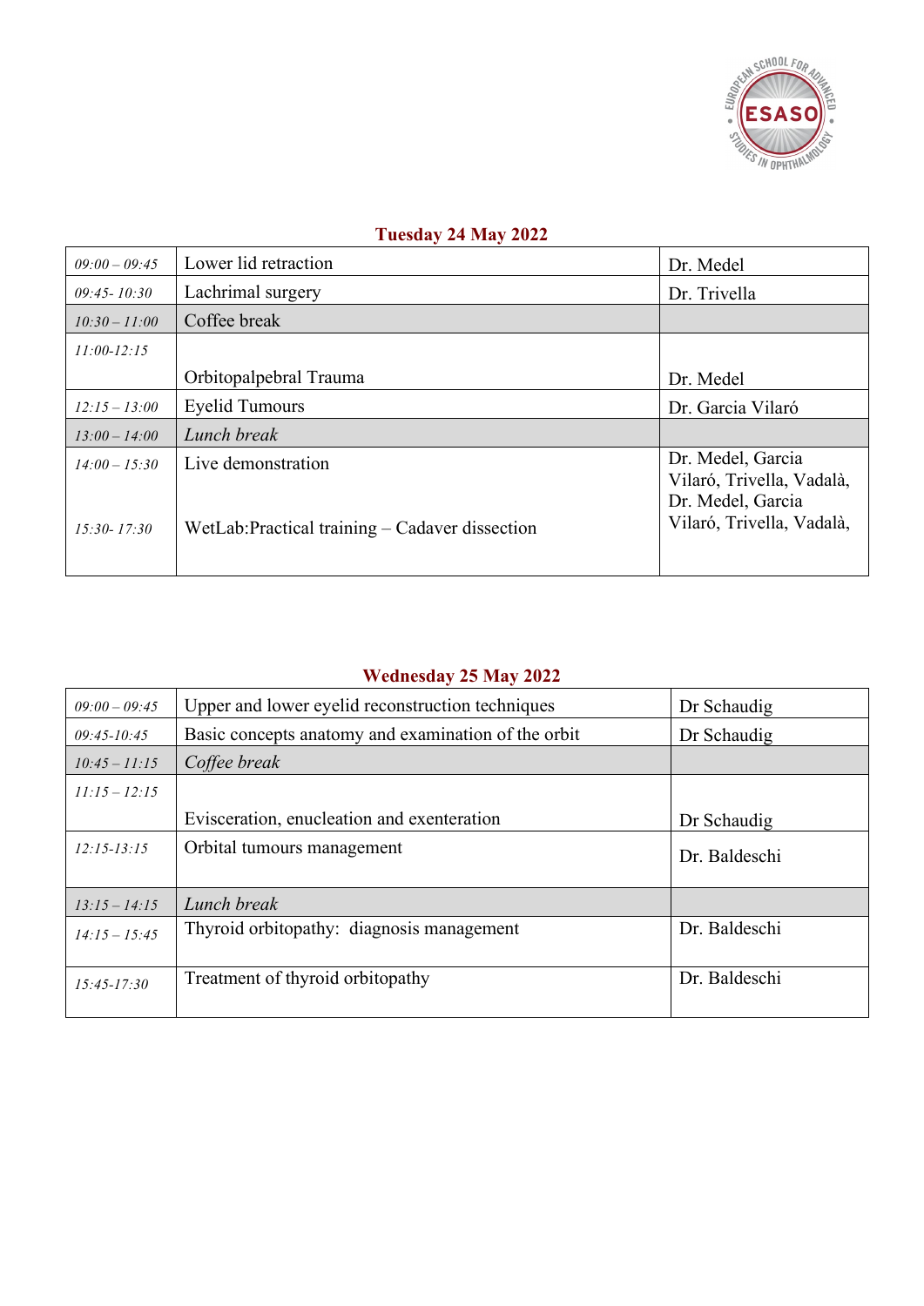## Tuesday 24 May 2022

| | | |
|---|---|---|
| *09:00 – 09:45* | Lower lid retraction | Dr. Medel |
| *09:45- 10:30* | Lachrimal surgery | Dr. Trivella |
| *10:30 – 11:00* | Coffee break | |
| *11:00-12:15* | Orbitopalpebral Trauma | Dr. Medel |
| *12:15 – 13:00* | Eyelid Tumours | Dr. Garcia Vilaró |
| *13:00 – 14:00* | *Lunch break* | |
| *14:00 – 15:30* | Live demonstration | Dr. Medel, Garcia Vilaró, Trivella, Vadalà, |
| *15:30- 17:30* | WetLab:Practical training – Cadaver dissection | Dr. Medel, Garcia Vilaró, Trivella, Vadalà, |

## Wednesday 25 May 2022

| | | |
|---|---|---|
| *09:00 – 09:45* | Upper and lower eyelid reconstruction techniques | Dr Schaudig |
| *09:45-10:45* | Basic concepts anatomy and examination of the orbit | Dr Schaudig |
| *10:45 – 11:15* | *Coffee break* | |
| *11:15 – 12:15* | Evisceration, enucleation and exenteration | Dr Schaudig |
| *12:15-13:15* | Orbital tumours management | Dr. Baldeschi |
| *13:15 – 14:15* | *Lunch break* | |
| *14:15 – 15:45* | Thyroid orbitopathy: diagnosis management | Dr. Baldeschi |
| *15:45-17:30* | Treatment of thyroid orbitopathy | Dr. Baldeschi |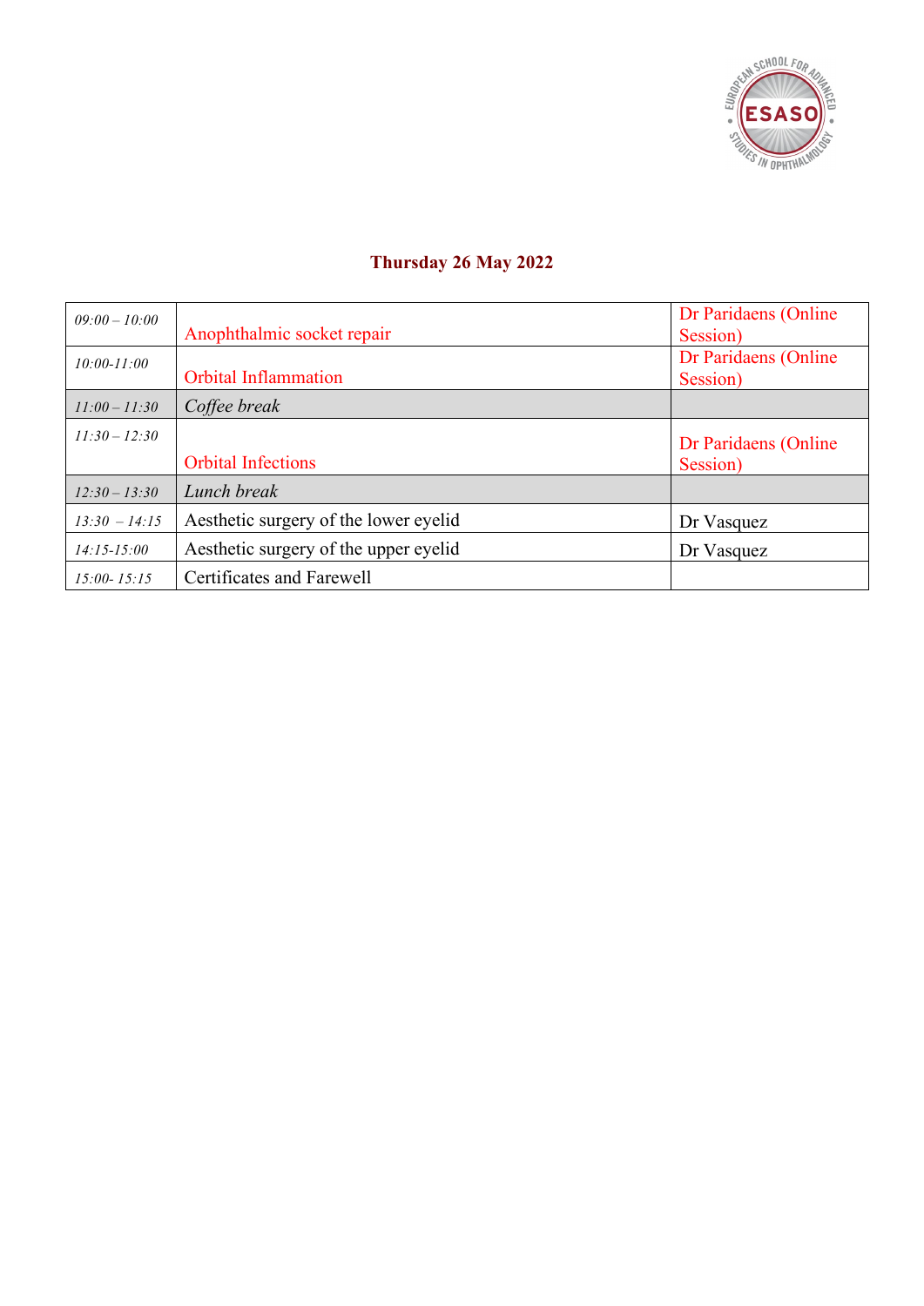## Thursday 26 May 2022

| | | |
|---|---|---|
| *09:00 – 10:00* | Anophthalmic socket repair | Dr Paridaens (Online Session) |
| *10:00-11:00* | Orbital Inflammation | Dr Paridaens (Online Session) |
| *11:00 – 11:30* | *Coffee break* | |
| *11:30 – 12:30* | Orbital Infections | Dr Paridaens (Online Session) |
| *12:30 – 13:30* | *Lunch break* | |
| *13:30 – 14:15* | Aesthetic surgery of the lower eyelid | Dr Vasquez |
| *14:15-15:00* | Aesthetic surgery of the upper eyelid | Dr Vasquez |
| *15:00- 15:15* | Certificates and Farewell | |